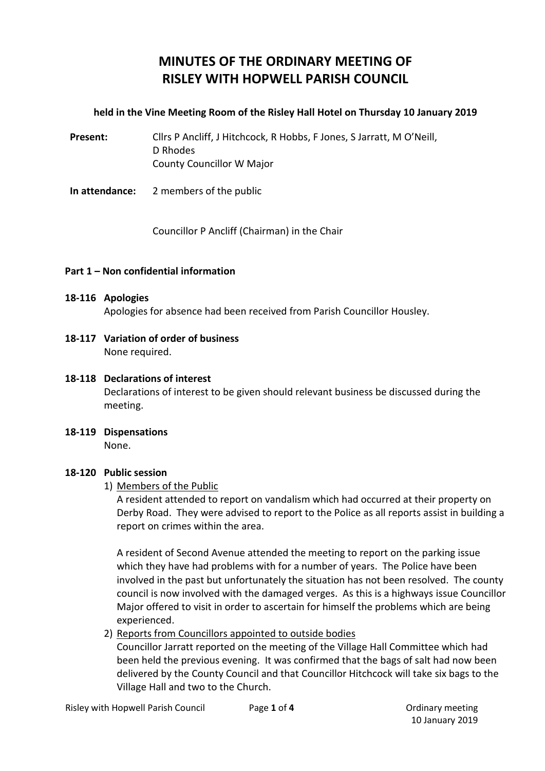# MINUTES OF THE ORDINARY MEETING OF RISLEY WITH HOPWELL PARISH COUNCIL

**held in the Vine Meeting Room of the Risley Hall Hotel on Thursday 10 January 2019**

**Present:** Cllrs P Ancliff, J Hitchcock, R Hobbs, F Jones, S Jarratt, M O'Neill, D Rhodes
County Councillor W Major

**In attendance:** 2 members of the public

Councillor P Ancliff (Chairman) in the Chair

**Part 1 – Non confidential information**

**18-116 Apologies**
Apologies for absence had been received from Parish Councillor Housley.

**18-117 Variation of order of business**
None required.

**18-118 Declarations of interest**
Declarations of interest to be given should relevant business be discussed during the meeting.

**18-119 Dispensations**
None.

**18-120 Public session**

1) Members of the Public

   A resident attended to report on vandalism which had occurred at their property on Derby Road. They were advised to report to the Police as all reports assist in building a report on crimes within the area.

   A resident of Second Avenue attended the meeting to report on the parking issue which they have had problems with for a number of years. The Police have been involved in the past but unfortunately the situation has not been resolved. The county council is now involved with the damaged verges. As this is a highways issue Councillor Major offered to visit in order to ascertain for himself the problems which are being experienced.

2) Reports from Councillors appointed to outside bodies

   Councillor Jarratt reported on the meeting of the Village Hall Committee which had been held the previous evening. It was confirmed that the bags of salt had now been delivered by the County Council and that Councillor Hitchcock will take six bags to the Village Hall and two to the Church.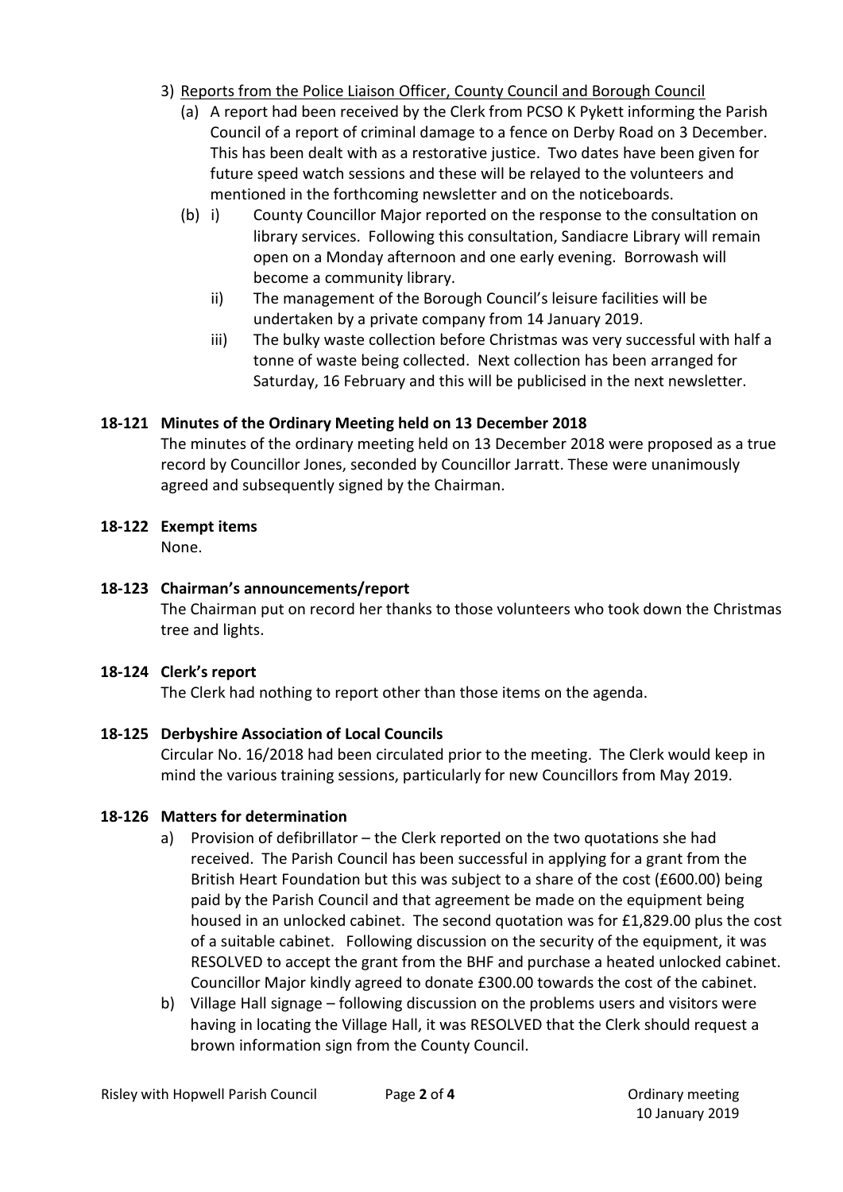3) Reports from the Police Liaison Officer, County Council and Borough Council
   - (a) A report had been received by the Clerk from PCSO K Pykett informing the Parish Council of a report of criminal damage to a fence on Derby Road on 3 December. This has been dealt with as a restorative justice. Two dates have been given for future speed watch sessions and these will be relayed to the volunteers and mentioned in the forthcoming newsletter and on the noticeboards.
   - (b) i) County Councillor Major reported on the response to the consultation on library services. Following this consultation, Sandiacre Library will remain open on a Monday afternoon and one early evening. Borrowash will become a community library.
     - ii) The management of the Borough Council's leisure facilities will be undertaken by a private company from 14 January 2019.
     - iii) The bulky waste collection before Christmas was very successful with half a tonne of waste being collected. Next collection has been arranged for Saturday, 16 February and this will be publicised in the next newsletter.

**18-121 Minutes of the Ordinary Meeting held on 13 December 2018**

The minutes of the ordinary meeting held on 13 December 2018 were proposed as a true record by Councillor Jones, seconded by Councillor Jarratt. These were unanimously agreed and subsequently signed by the Chairman.

**18-122 Exempt items**

None.

**18-123 Chairman's announcements/report**

The Chairman put on record her thanks to those volunteers who took down the Christmas tree and lights.

**18-124 Clerk's report**

The Clerk had nothing to report other than those items on the agenda.

**18-125 Derbyshire Association of Local Councils**

Circular No. 16/2018 had been circulated prior to the meeting. The Clerk would keep in mind the various training sessions, particularly for new Councillors from May 2019.

**18-126 Matters for determination**

a) Provision of defibrillator – the Clerk reported on the two quotations she had received. The Parish Council has been successful in applying for a grant from the British Heart Foundation but this was subject to a share of the cost (£600.00) being paid by the Parish Council and that agreement be made on the equipment being housed in an unlocked cabinet. The second quotation was for £1,829.00 plus the cost of a suitable cabinet. Following discussion on the security of the equipment, it was RESOLVED to accept the grant from the BHF and purchase a heated unlocked cabinet. Councillor Major kindly agreed to donate £300.00 towards the cost of the cabinet.

b) Village Hall signage – following discussion on the problems users and visitors were having in locating the Village Hall, it was RESOLVED that the Clerk should request a brown information sign from the County Council.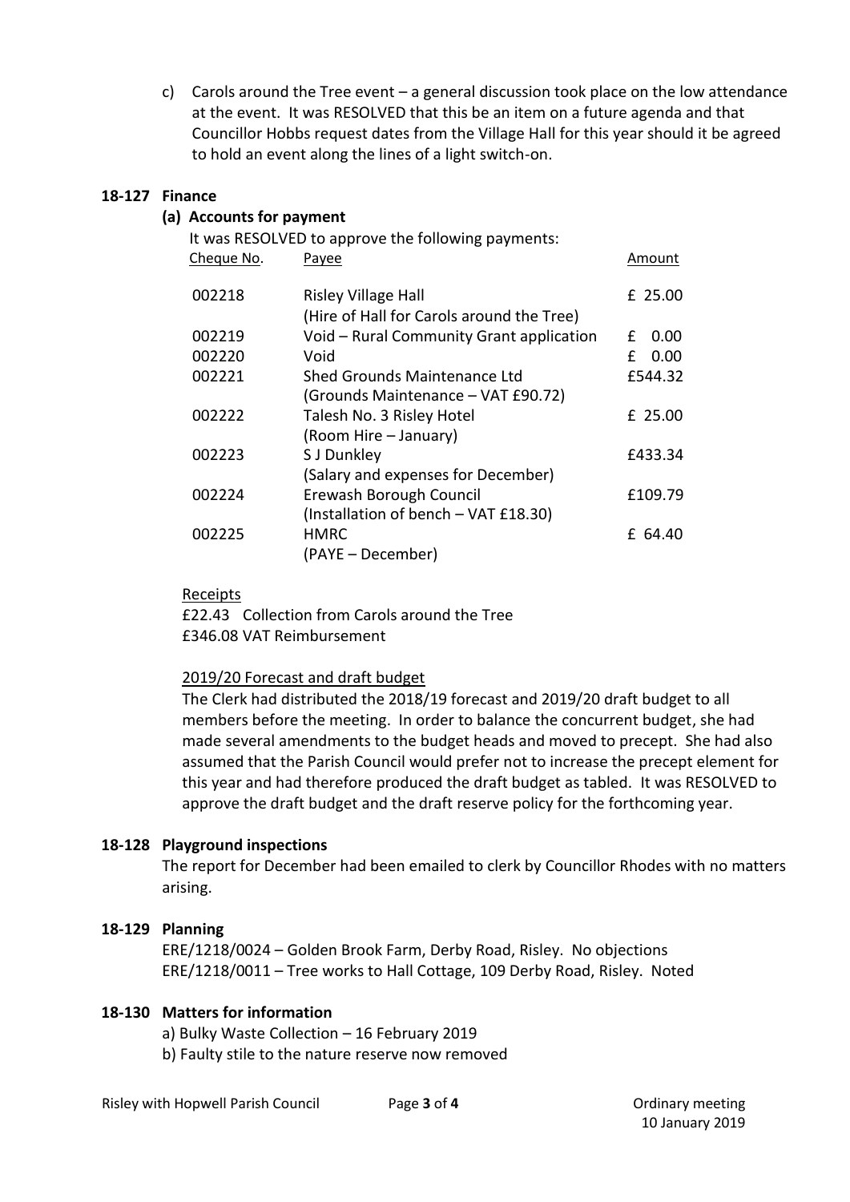c) Carols around the Tree event – a general discussion took place on the low attendance at the event. It was RESOLVED that this be an item on a future agenda and that Councillor Hobbs request dates from the Village Hall for this year should it be agreed to hold an event along the lines of a light switch-on.

## 18-127 Finance

### (a) Accounts for payment

It was RESOLVED to approve the following payments:

| Cheque No. | Payee | Amount |
|---|---|---|
| 002218 | Risley Village Hall (Hire of Hall for Carols around the Tree) | £ 25.00 |
| 002219 | Void – Rural Community Grant application | £ 0.00 |
| 002220 | Void | £ 0.00 |
| 002221 | Shed Grounds Maintenance Ltd (Grounds Maintenance – VAT £90.72) | £544.32 |
| 002222 | Talesh No. 3 Risley Hotel (Room Hire – January) | £ 25.00 |
| 002223 | S J Dunkley (Salary and expenses for December) | £433.34 |
| 002224 | Erewash Borough Council (Installation of bench – VAT £18.30) | £109.79 |
| 002225 | HMRC (PAYE – December) | £ 64.40 |

Receipts

£22.43 Collection from Carols around the Tree
£346.08 VAT Reimbursement

2019/20 Forecast and draft budget

The Clerk had distributed the 2018/19 forecast and 2019/20 draft budget to all members before the meeting. In order to balance the concurrent budget, she had made several amendments to the budget heads and moved to precept. She had also assumed that the Parish Council would prefer not to increase the precept element for this year and had therefore produced the draft budget as tabled. It was RESOLVED to approve the draft budget and the draft reserve policy for the forthcoming year.

## 18-128 Playground inspections

The report for December had been emailed to clerk by Councillor Rhodes with no matters arising.

## 18-129 Planning

ERE/1218/0024 – Golden Brook Farm, Derby Road, Risley. No objections
ERE/1218/0011 – Tree works to Hall Cottage, 109 Derby Road, Risley. Noted

## 18-130 Matters for information

a) Bulky Waste Collection – 16 February 2019
b) Faulty stile to the nature reserve now removed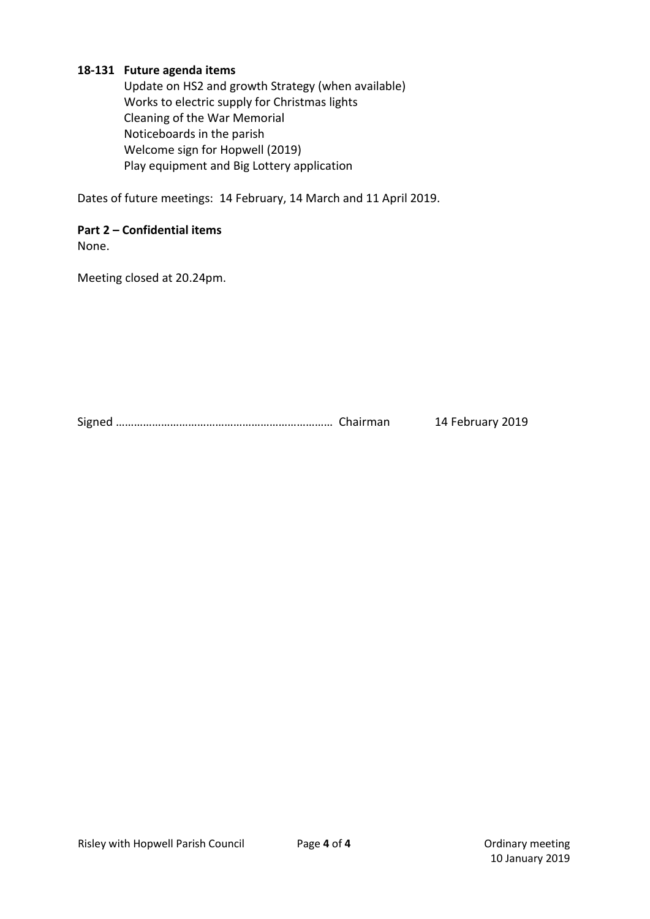**18-131 Future agenda items**

Update on HS2 and growth Strategy (when available)
Works to electric supply for Christmas lights
Cleaning of the War Memorial
Noticeboards in the parish
Welcome sign for Hopwell (2019)
Play equipment and Big Lottery application

Dates of future meetings: 14 February, 14 March and 11 April 2019.

**Part 2 – Confidential items**

None.

Meeting closed at 20.24pm.

Signed ……………………………………………………………… Chairman 14 February 2019